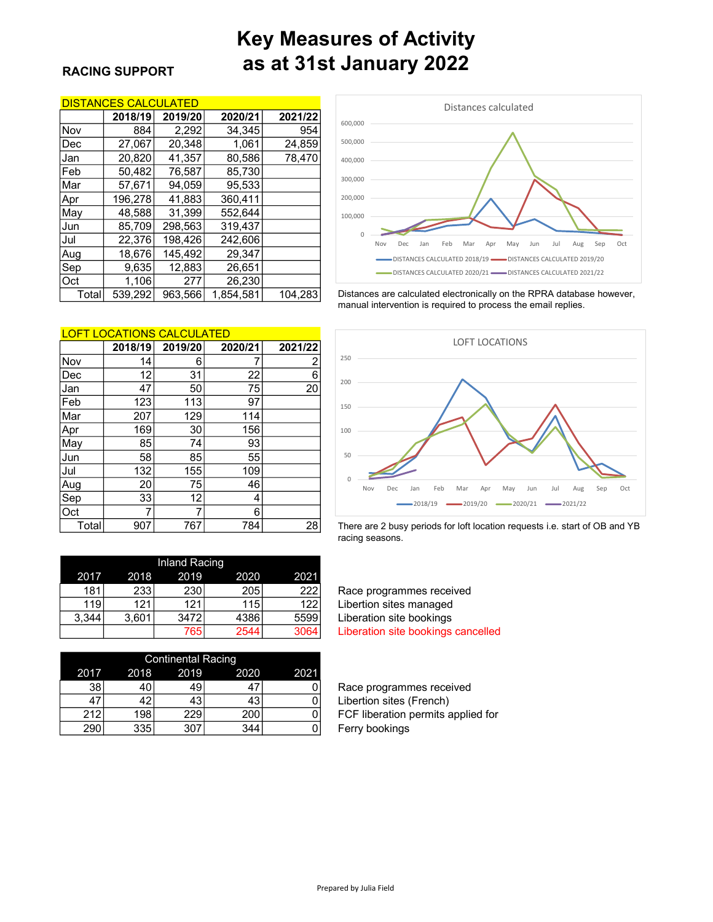# Key Measures of Activity as at 31st January 2022

## RACING SUPPORT

### DISTANCES CALCULATED

| | 2018/19 | 2019/20 | 2020/21 | 2021/22 |
|---|---|---|---|---|
| Nov | 884 | 2,292 | 34,345 | 954 |
| Dec | 27,067 | 20,348 | 1,061 | 24,859 |
| Jan | 20,820 | 41,357 | 80,586 | 78,470 |
| Feb | 50,482 | 76,587 | 85,730 | |
| Mar | 57,671 | 94,059 | 95,533 | |
| Apr | 196,278 | 41,883 | 360,411 | |
| May | 48,588 | 31,399 | 552,644 | |
| Jun | 85,709 | 298,563 | 319,437 | |
| Jul | 22,376 | 198,426 | 242,606 | |
| Aug | 18,676 | 145,492 | 29,347 | |
| Sep | 9,635 | 12,883 | 26,651 | |
| Oct | 1,106 | 277 | 26,230 | |
| Total | 539,292 | 963,566 | 1,854,581 | 104,283 |

Distances are calculated electronically on the RPRA database however, manual intervention is required to process the email replies.

### LOFT LOCATIONS CALCULATED

| | 2018/19 | 2019/20 | 2020/21 | 2021/22 |
|---|---|---|---|---|
| Nov | 14 | 6 | 7 | 2 |
| Dec | 12 | 31 | 22 | 6 |
| Jan | 47 | 50 | 75 | 20 |
| Feb | 123 | 113 | 97 | |
| Mar | 207 | 129 | 114 | |
| Apr | 169 | 30 | 156 | |
| May | 85 | 74 | 93 | |
| Jun | 58 | 85 | 55 | |
| Jul | 132 | 155 | 109 | |
| Aug | 20 | 75 | 46 | |
| Sep | 33 | 12 | 4 | |
| Oct | 7 | 7 | 6 | |
| Total | 907 | 767 | 784 | 28 |

There are 2 busy periods for loft location requests i.e. start of OB and YB racing seasons.

### Inland Racing

| 2017 | 2018 | 2019 | 2020 | 2021 | |
|---|---|---|---|---|---|
| 181 | 233 | 230 | 205 | 222 | Race programmes received |
| 119 | 121 | 121 | 115 | 122 | Libertion sites managed |
| 3,344 | 3,601 | 3472 | 4386 | 5599 | Liberation site bookings |
| | | 765 | 2544 | 3064 | Liberation site bookings cancelled |

### Continental Racing

| 2017 | 2018 | 2019 | 2020 | 2021 | |
|---|---|---|---|---|---|
| 38 | 40 | 49 | 47 | 0 | Race programmes received |
| 47 | 42 | 43 | 43 | 0 | Libertion sites (French) |
| 212 | 198 | 229 | 200 | 0 | FCF liberation permits applied for |
| 290 | 335 | 307 | 344 | 0 | Ferry bookings |

Prepared by Julia Field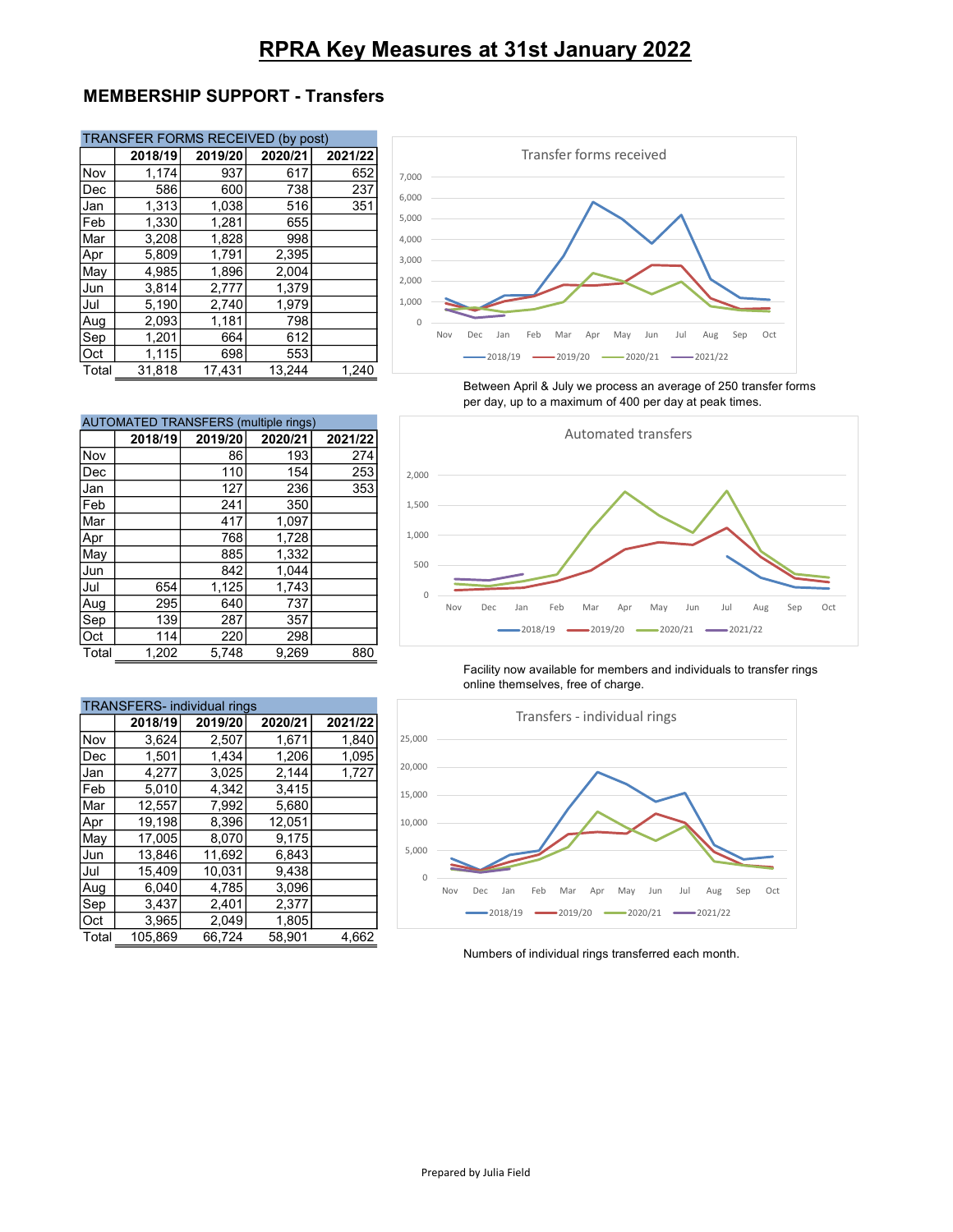# RPRA Key Measures at 31st January 2022

## MEMBERSHIP SUPPORT - Transfers

**TRANSFER FORMS RECEIVED (by post)**

| | 2018/19 | 2019/20 | 2020/21 | 2021/22 |
|---|---|---|---|---|
| Nov | 1,174 | 937 | 617 | 652 |
| Dec | 586 | 600 | 738 | 237 |
| Jan | 1,313 | 1,038 | 516 | 351 |
| Feb | 1,330 | 1,281 | 655 | |
| Mar | 3,208 | 1,828 | 998 | |
| Apr | 5,809 | 1,791 | 2,395 | |
| May | 4,985 | 1,896 | 2,004 | |
| Jun | 3,814 | 2,777 | 1,379 | |
| Jul | 5,190 | 2,740 | 1,979 | |
| Aug | 2,093 | 1,181 | 798 | |
| Sep | 1,201 | 664 | 612 | |
| Oct | 1,115 | 698 | 553 | |
| Total | 31,818 | 17,431 | 13,244 | 1,240 |

Between April & July we process an average of 250 transfer forms per day, up to a maximum of 400 per day at peak times.

**AUTOMATED TRANSFERS (multiple rings)**

| | 2018/19 | 2019/20 | 2020/21 | 2021/22 |
|---|---|---|---|---|
| Nov | | 86 | 193 | 274 |
| Dec | | 110 | 154 | 253 |
| Jan | | 127 | 236 | 353 |
| Feb | | 241 | 350 | |
| Mar | | 417 | 1,097 | |
| Apr | | 768 | 1,728 | |
| May | | 885 | 1,332 | |
| Jun | | 842 | 1,044 | |
| Jul | 654 | 1,125 | 1,743 | |
| Aug | 295 | 640 | 737 | |
| Sep | 139 | 287 | 357 | |
| Oct | 114 | 220 | 298 | |
| Total | 1,202 | 5,748 | 9,269 | 880 |

Facility now available for members and individuals to transfer rings online themselves, free of charge.

**TRANSFERS- individual rings**

| | 2018/19 | 2019/20 | 2020/21 | 2021/22 |
|---|---|---|---|---|
| Nov | 3,624 | 2,507 | 1,671 | 1,840 |
| Dec | 1,501 | 1,434 | 1,206 | 1,095 |
| Jan | 4,277 | 3,025 | 2,144 | 1,727 |
| Feb | 5,010 | 4,342 | 3,415 | |
| Mar | 12,557 | 7,992 | 5,680 | |
| Apr | 19,198 | 8,396 | 12,051 | |
| May | 17,005 | 8,070 | 9,175 | |
| Jun | 13,846 | 11,692 | 6,843 | |
| Jul | 15,409 | 10,031 | 9,438 | |
| Aug | 6,040 | 4,785 | 3,096 | |
| Sep | 3,437 | 2,401 | 2,377 | |
| Oct | 3,965 | 2,049 | 1,805 | |
| Total | 105,869 | 66,724 | 58,901 | 4,662 |

Numbers of individual rings transferred each month.

Prepared by Julia Field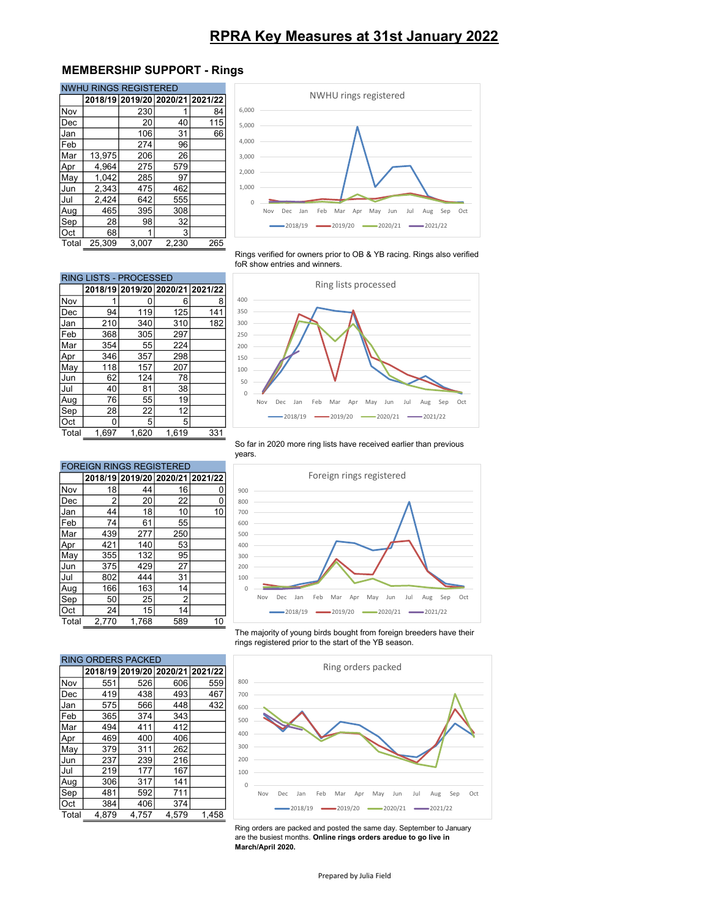# RPRA Key Measures at 31st January 2022

## MEMBERSHIP SUPPORT - Rings

| NWHU RINGS REGISTERED | 2018/19 | 2019/20 | 2020/21 | 2021/22 |
|---|---|---|---|---|
| Nov | | 230 | 1 | 84 |
| Dec | | 20 | 40 | 115 |
| Jan | | 106 | 31 | 66 |
| Feb | | 274 | 96 | |
| Mar | 13,975 | 206 | 26 | |
| Apr | 4,964 | 275 | 579 | |
| May | 1,042 | 285 | 97 | |
| Jun | 2,343 | 475 | 462 | |
| Jul | 2,424 | 642 | 555 | |
| Aug | 465 | 395 | 308 | |
| Sep | 28 | 98 | 32 | |
| Oct | 68 | 1 | 3 | |
| Total | 25,309 | 3,007 | 2,230 | 265 |

Rings verified for owners prior to OB & YB racing. Rings also verified foR show entries and winners.

| RING LISTS - PROCESSED | 2018/19 | 2019/20 | 2020/21 | 2021/22 |
|---|---|---|---|---|
| Nov | 1 | 0 | 6 | 8 |
| Dec | 94 | 119 | 125 | 141 |
| Jan | 210 | 340 | 310 | 182 |
| Feb | 368 | 305 | 297 | |
| Mar | 354 | 55 | 224 | |
| Apr | 346 | 357 | 298 | |
| May | 118 | 157 | 207 | |
| Jun | 62 | 124 | 78 | |
| Jul | 40 | 81 | 38 | |
| Aug | 76 | 55 | 19 | |
| Sep | 28 | 22 | 12 | |
| Oct | 0 | 5 | 5 | |
| Total | 1,697 | 1,620 | 1,619 | 331 |

So far in 2020 more ring lists have received earlier than previous years.

| FOREIGN RINGS REGISTERED | 2018/19 | 2019/20 | 2020/21 | 2021/22 |
|---|---|---|---|---|
| Nov | 18 | 44 | 16 | 0 |
| Dec | 2 | 20 | 22 | 0 |
| Jan | 44 | 18 | 10 | 10 |
| Feb | 74 | 61 | 55 | |
| Mar | 439 | 277 | 250 | |
| Apr | 421 | 140 | 53 | |
| May | 355 | 132 | 95 | |
| Jun | 375 | 429 | 27 | |
| Jul | 802 | 444 | 31 | |
| Aug | 166 | 163 | 14 | |
| Sep | 50 | 25 | 2 | |
| Oct | 24 | 15 | 14 | |
| Total | 2,770 | 1,768 | 589 | 10 |

The majority of young birds bought from foreign breeders have their rings registered prior to the start of the YB season.

| RING ORDERS PACKED | 2018/19 | 2019/20 | 2020/21 | 2021/22 |
|---|---|---|---|---|
| Nov | 551 | 526 | 606 | 559 |
| Dec | 419 | 438 | 493 | 467 |
| Jan | 575 | 566 | 448 | 432 |
| Feb | 365 | 374 | 343 | |
| Mar | 494 | 411 | 412 | |
| Apr | 469 | 400 | 406 | |
| May | 379 | 311 | 262 | |
| Jun | 237 | 239 | 216 | |
| Jul | 219 | 177 | 167 | |
| Aug | 306 | 317 | 141 | |
| Sep | 481 | 592 | 711 | |
| Oct | 384 | 406 | 374 | |
| Total | 4,879 | 4,757 | 4,579 | 1,458 |

Ring orders are packed and posted the same day. September to January are the busiest months. **Online rings orders aredue to go live in March/April 2020.**

Prepared by Julia Field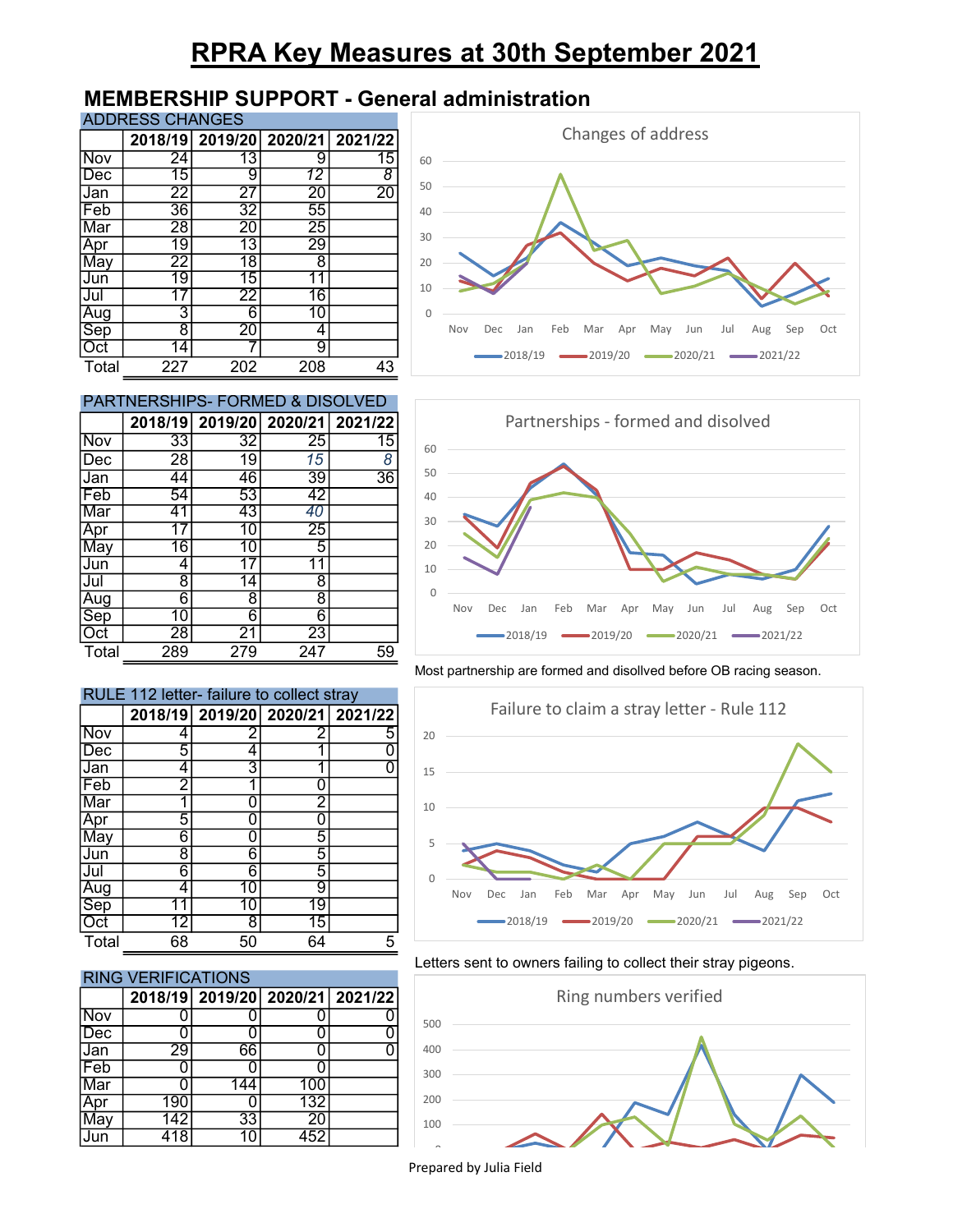# RPRA Key Measures at 30th September 2021

## MEMBERSHIP SUPPORT - General administration

### ADDRESS CHANGES

| | 2018/19 | 2019/20 | 2020/21 | 2021/22 |
|---|---|---|---|---|
| Nov | 24 | 13 | 9 | 15 |
| Dec | 15 | 9 | *12* | *8* |
| Jan | 22 | 27 | 20 | 20 |
| Feb | 36 | 32 | 55 | |
| Mar | 28 | 20 | 25 | |
| Apr | 19 | 13 | 29 | |
| May | 22 | 18 | 8 | |
| Jun | 19 | 15 | 11 | |
| Jul | 17 | 22 | 16 | |
| Aug | 3 | 6 | 10 | |
| Sep | 8 | 20 | 4 | |
| Oct | 14 | 7 | 9 | |
| Total | 227 | 202 | 208 | 43 |

### PARTNERSHIPS- FORMED & DISOLVED

| | 2018/19 | 2019/20 | 2020/21 | 2021/22 |
|---|---|---|---|---|
| Nov | 33 | 32 | 25 | 15 |
| Dec | 28 | 19 | *15* | *8* |
| Jan | 44 | 46 | 39 | 36 |
| Feb | 54 | 53 | 42 | |
| Mar | 41 | 43 | *40* | |
| Apr | 17 | 10 | 25 | |
| May | 16 | 10 | 5 | |
| Jun | 4 | 17 | 11 | |
| Jul | 8 | 14 | 8 | |
| Aug | 6 | 8 | 8 | |
| Sep | 10 | 6 | 6 | |
| Oct | 28 | 21 | 23 | |
| Total | 289 | 279 | 247 | 59 |

Most partnership are formed and disollved before OB racing season.

### RULE 112 letter- failure to collect stray

| | 2018/19 | 2019/20 | 2020/21 | 2021/22 |
|---|---|---|---|---|
| Nov | 4 | 2 | 2 | 5 |
| Dec | 5 | 4 | 1 | 0 |
| Jan | 4 | 3 | 1 | 0 |
| Feb | 2 | 1 | 0 | |
| Mar | 1 | 0 | 2 | |
| Apr | 5 | 0 | 0 | |
| May | 6 | 0 | 5 | |
| Jun | 8 | 6 | 5 | |
| Jul | 6 | 6 | 5 | |
| Aug | 4 | 10 | 9 | |
| Sep | 11 | 10 | 19 | |
| Oct | 12 | 8 | 15 | |
| Total | 68 | 50 | 64 | 5 |

Letters sent to owners failing to collect their stray pigeons.

### RING VERIFICATIONS

| | 2018/19 | 2019/20 | 2020/21 | 2021/22 |
|---|---|---|---|---|
| Nov | 0 | 0 | 0 | 0 |
| Dec | 0 | 0 | 0 | 0 |
| Jan | 29 | 66 | 0 | 0 |
| Feb | 0 | 0 | 0 | |
| Mar | 0 | 144 | 100 | |
| Apr | 190 | 0 | 132 | |
| May | 142 | 33 | 20 | |
| Jun | 418 | 10 | 452 | |

Prepared by Julia Field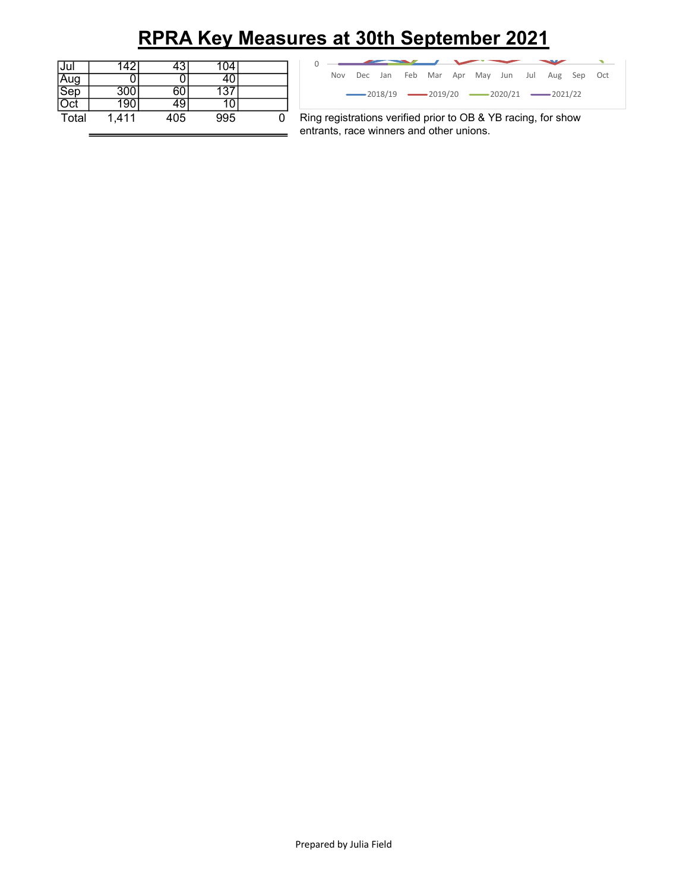# RPRA Key Measures at 30th September 2021

| | | | | |
|---|---|---|---|---|
| Jul | 142 | 43 | 104 | |
| Aug | 0 | 0 | 40 | |
| Sep | 300 | 60 | 137 | |
| Oct | 190 | 49 | 10 | |
| Total | 1,411 | 405 | 995 | 0 |

0

Nov Dec Jan Feb Mar Apr May Jun Jul Aug Sep Oct

2018/19 2019/20 2020/21 2021/22

Ring registrations verified prior to OB & YB racing, for show entrants, race winners and other unions.

Prepared by Julia Field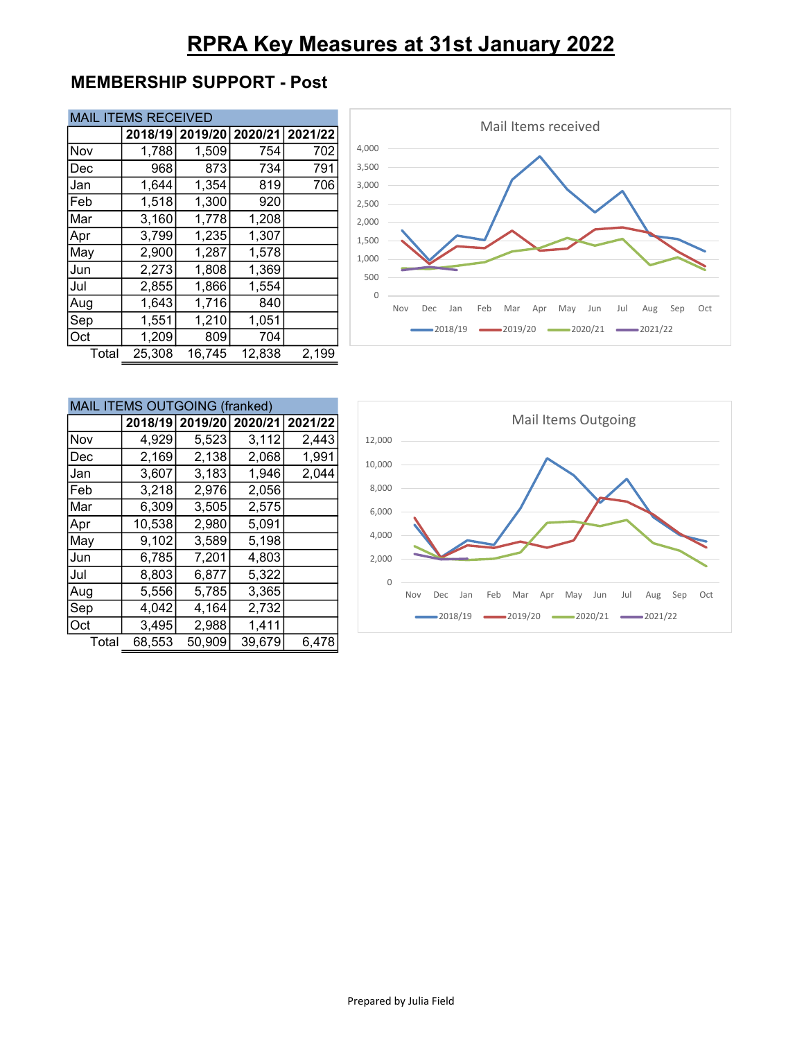# RPRA Key Measures at 31st January 2022

## MEMBERSHIP SUPPORT - Post

| MAIL ITEMS RECEIVED | | | | |
|---|---|---|---|---|
| | 2018/19 | 2019/20 | 2020/21 | 2021/22 |
| Nov | 1,788 | 1,509 | 754 | 702 |
| Dec | 968 | 873 | 734 | 791 |
| Jan | 1,644 | 1,354 | 819 | 706 |
| Feb | 1,518 | 1,300 | 920 | |
| Mar | 3,160 | 1,778 | 1,208 | |
| Apr | 3,799 | 1,235 | 1,307 | |
| May | 2,900 | 1,287 | 1,578 | |
| Jun | 2,273 | 1,808 | 1,369 | |
| Jul | 2,855 | 1,866 | 1,554 | |
| Aug | 1,643 | 1,716 | 840 | |
| Sep | 1,551 | 1,210 | 1,051 | |
| Oct | 1,209 | 809 | 704 | |
| Total | 25,308 | 16,745 | 12,838 | 2,199 |

| MAIL ITEMS OUTGOING (franked) | | | | |
|---|---|---|---|---|
| | 2018/19 | 2019/20 | 2020/21 | 2021/22 |
| Nov | 4,929 | 5,523 | 3,112 | 2,443 |
| Dec | 2,169 | 2,138 | 2,068 | 1,991 |
| Jan | 3,607 | 3,183 | 1,946 | 2,044 |
| Feb | 3,218 | 2,976 | 2,056 | |
| Mar | 6,309 | 3,505 | 2,575 | |
| Apr | 10,538 | 2,980 | 5,091 | |
| May | 9,102 | 3,589 | 5,198 | |
| Jun | 6,785 | 7,201 | 4,803 | |
| Jul | 8,803 | 6,877 | 5,322 | |
| Aug | 5,556 | 5,785 | 3,365 | |
| Sep | 4,042 | 4,164 | 2,732 | |
| Oct | 3,495 | 2,988 | 1,411 | |
| Total | 68,553 | 50,909 | 39,679 | 6,478 |

Prepared by Julia Field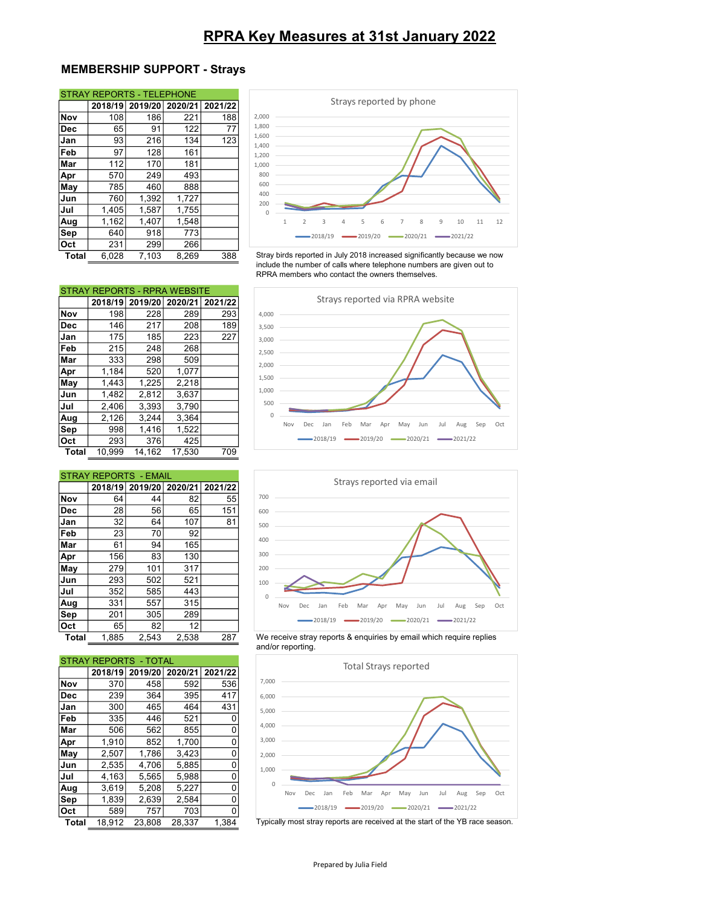# RPRA Key Measures at 31st January 2022

## MEMBERSHIP SUPPORT - Strays

| STRAY REPORTS - TELEPHONE | | | | |
|---|---|---|---|---|
| | 2018/19 | 2019/20 | 2020/21 | 2021/22 |
| Nov | 108 | 186 | 221 | 188 |
| Dec | 65 | 91 | 122 | 77 |
| Jan | 93 | 216 | 134 | 123 |
| Feb | 97 | 128 | 161 | |
| Mar | 112 | 170 | 181 | |
| Apr | 570 | 249 | 493 | |
| May | 785 | 460 | 888 | |
| Jun | 760 | 1,392 | 1,727 | |
| Jul | 1,405 | 1,587 | 1,755 | |
| Aug | 1,162 | 1,407 | 1,548 | |
| Sep | 640 | 918 | 773 | |
| Oct | 231 | 299 | 266 | |
| Total | 6,028 | 7,103 | 8,269 | 388 |

Strays reported by phone

2,000
1,800
1,600
1,400
1,200
1,000
800
600
400
200
0

1 2 3 4 5 6 7 8 9 10 11 12

2018/19 2019/20 2020/21 2021/22

Stray birds reported in July 2018 increased significantly because we now include the number of calls where telephone numbers are given out to RPRA members who contact the owners themselves.

| STRAY REPORTS - RPRA WEBSITE | | | | |
|---|---|---|---|---|
| | 2018/19 | 2019/20 | 2020/21 | 2021/22 |
| Nov | 198 | 228 | 289 | 293 |
| Dec | 146 | 217 | 208 | 189 |
| Jan | 175 | 185 | 223 | 227 |
| Feb | 215 | 248 | 268 | |
| Mar | 333 | 298 | 509 | |
| Apr | 1,184 | 520 | 1,077 | |
| May | 1,443 | 1,225 | 2,218 | |
| Jun | 1,482 | 2,812 | 3,637 | |
| Jul | 2,406 | 3,393 | 3,790 | |
| Aug | 2,126 | 3,244 | 3,364 | |
| Sep | 998 | 1,416 | 1,522 | |
| Oct | 293 | 376 | 425 | |
| Total | 10,999 | 14,162 | 17,530 | 709 |

Strays reported via RPRA website

4,000
3,500
3,000
2,500
2,000
1,500
1,000
500
0

Nov Dec Jan Feb Mar Apr May Jun Jul Aug Sep Oct

2018/19 2019/20 2020/21 2021/22

| STRAY REPORTS - EMAIL | | | | |
|---|---|---|---|---|
| | 2018/19 | 2019/20 | 2020/21 | 2021/22 |
| Nov | 64 | 44 | 82 | 55 |
| Dec | 28 | 56 | 65 | 151 |
| Jan | 32 | 64 | 107 | 81 |
| Feb | 23 | 70 | 92 | |
| Mar | 61 | 94 | 165 | |
| Apr | 156 | 83 | 130 | |
| May | 279 | 101 | 317 | |
| Jun | 293 | 502 | 521 | |
| Jul | 352 | 585 | 443 | |
| Aug | 331 | 557 | 315 | |
| Sep | 201 | 305 | 289 | |
| Oct | 65 | 82 | 12 | |
| Total | 1,885 | 2,543 | 2,538 | 287 |

Strays reported via email

700
600
500
400
300
200
100
0

Nov Dec Jan Feb Mar Apr May Jun Jul Aug Sep Oct

2018/19 2019/20 2020/21 2021/22

We receive stray reports & enquiries by email which require replies and/or reporting.

| STRAY REPORTS - TOTAL | | | | |
|---|---|---|---|---|
| | 2018/19 | 2019/20 | 2020/21 | 2021/22 |
| Nov | 370 | 458 | 592 | 536 |
| Dec | 239 | 364 | 395 | 417 |
| Jan | 300 | 465 | 464 | 431 |
| Feb | 335 | 446 | 521 | 0 |
| Mar | 506 | 562 | 855 | 0 |
| Apr | 1,910 | 852 | 1,700 | 0 |
| May | 2,507 | 1,786 | 3,423 | 0 |
| Jun | 2,535 | 4,706 | 5,885 | 0 |
| Jul | 4,163 | 5,565 | 5,988 | 0 |
| Aug | 3,619 | 5,208 | 5,227 | 0 |
| Sep | 1,839 | 2,639 | 2,584 | 0 |
| Oct | 589 | 757 | 703 | 0 |
| Total | 18,912 | 23,808 | 28,337 | 1,384 |

Total Strays reported

7,000
6,000
5,000
4,000
3,000
2,000
1,000
0

Nov Dec Jan Feb Mar Apr May Jun Jul Aug Sep Oct

2018/19 2019/20 2020/21 2021/22

Typically most stray reports are received at the start of the YB race season.

Prepared by Julia Field